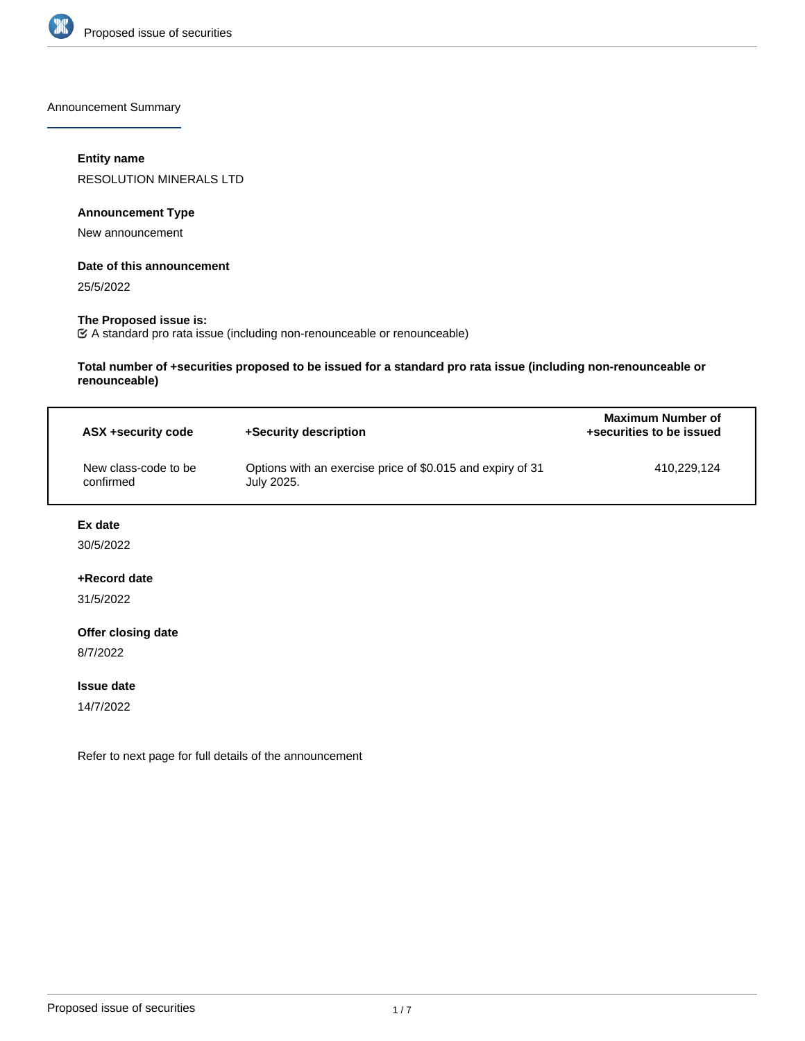Announcement Summary

**Entity name**

RESOLUTION MINERALS LTD

**Announcement Type**

New announcement

**Date of this announcement**

25/5/2022

**The Proposed issue is:**

☑ A standard pro rata issue (including non-renounceable or renounceable)

**Total number of +securities proposed to be issued for a standard pro rata issue (including non-renounceable or renounceable)**

| ASX +security code | +Security description | Maximum Number of +securities to be issued |
| --- | --- | --- |
| New class-code to be confirmed | Options with an exercise price of $0.015 and expiry of 31 July 2025. | 410,229,124 |

**Ex date**

30/5/2022

**+Record date**

31/5/2022

**Offer closing date**

8/7/2022

**Issue date**

14/7/2022

Refer to next page for full details of the announcement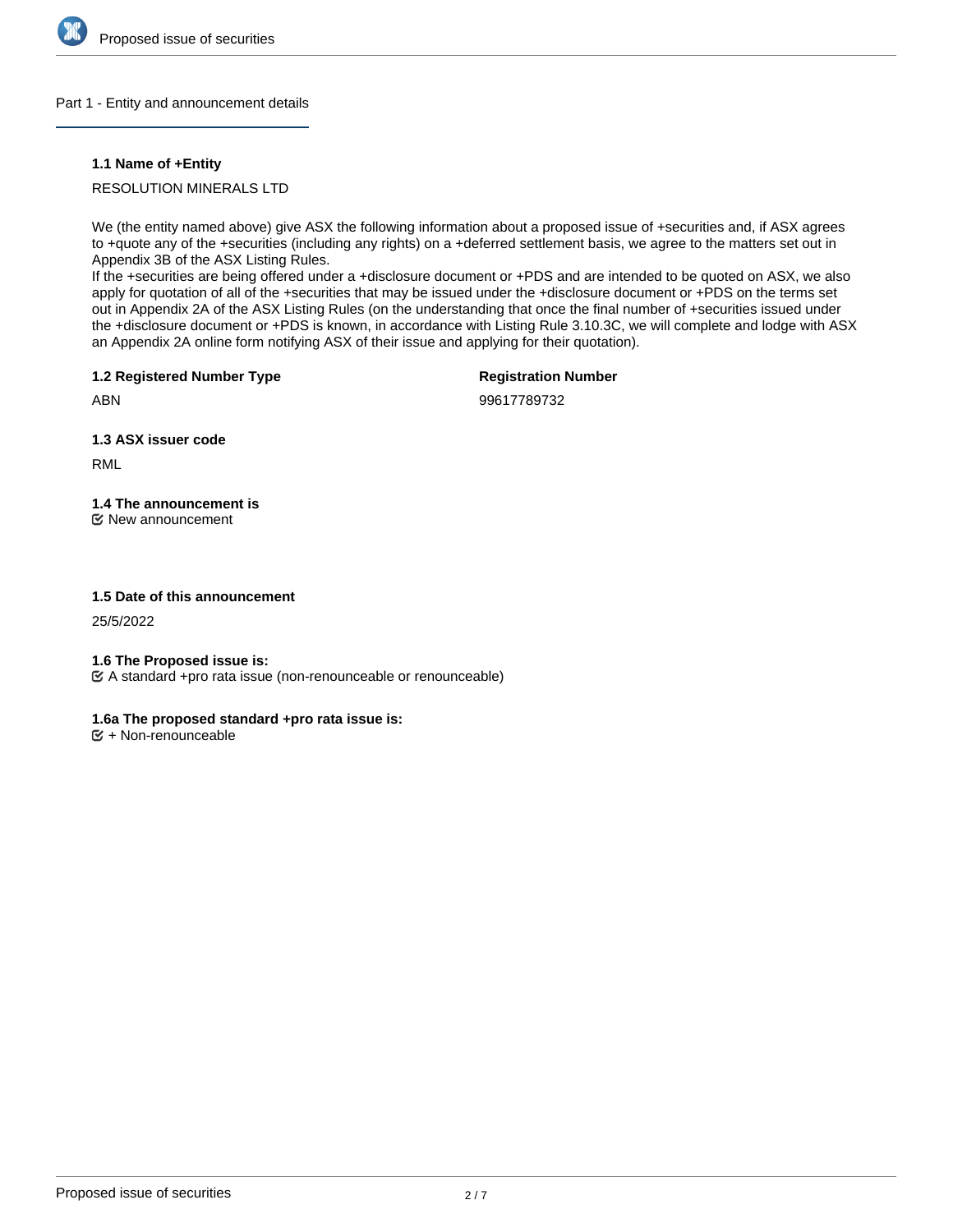## Part 1 - Entity and announcement details

**1.1 Name of +Entity**

RESOLUTION MINERALS LTD

We (the entity named above) give ASX the following information about a proposed issue of +securities and, if ASX agrees to +quote any of the +securities (including any rights) on a +deferred settlement basis, we agree to the matters set out in Appendix 3B of the ASX Listing Rules.
If the +securities are being offered under a +disclosure document or +PDS and are intended to be quoted on ASX, we also apply for quotation of all of the +securities that may be issued under the +disclosure document or +PDS on the terms set out in Appendix 2A of the ASX Listing Rules (on the understanding that once the final number of +securities issued under the +disclosure document or +PDS is known, in accordance with Listing Rule 3.10.3C, we will complete and lodge with ASX an Appendix 2A online form notifying ASX of their issue and applying for their quotation).

**1.2 Registered Number Type**

ABN

**Registration Number**

99617789732

**1.3 ASX issuer code**

RML

**1.4 The announcement is**

New announcement

**1.5 Date of this announcement**

25/5/2022

**1.6 The Proposed issue is:**

A standard +pro rata issue (non-renounceable or renounceable)

**1.6a The proposed standard +pro rata issue is:**

+ Non-renounceable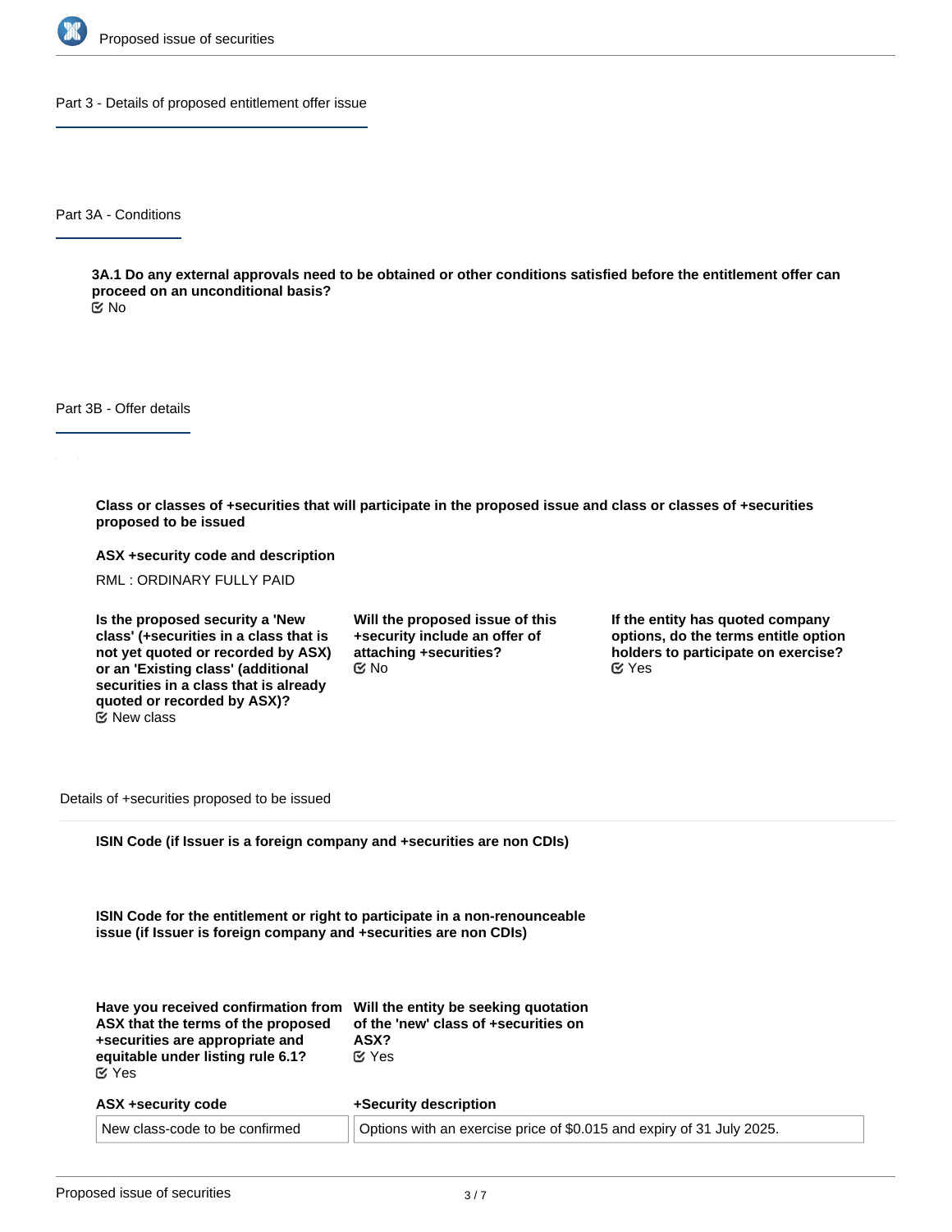## Part 3 - Details of proposed entitlement offer issue

### Part 3A - Conditions

**3A.1 Do any external approvals need to be obtained or other conditions satisfied before the entitlement offer can proceed on an unconditional basis?**
No

### Part 3B - Offer details

**Class or classes of +securities that will participate in the proposed issue and class or classes of +securities proposed to be issued**

**ASX +security code and description**

RML : ORDINARY FULLY PAID

**Is the proposed security a 'New class' (+securities in a class that is not yet quoted or recorded by ASX) or an 'Existing class' (additional securities in a class that is already quoted or recorded by ASX)?**
New class

**Will the proposed issue of this +security include an offer of attaching +securities?**
No

**If the entity has quoted company options, do the terms entitle option holders to participate on exercise?**
Yes

Details of +securities proposed to be issued

**ISIN Code (if Issuer is a foreign company and +securities are non CDIs)**

**ISIN Code for the entitlement or right to participate in a non-renounceable issue (if Issuer is foreign company and +securities are non CDIs)**

**Have you received confirmation from ASX that the terms of the proposed +securities are appropriate and equitable under listing rule 6.1?**
Yes

**Will the entity be seeking quotation of the 'new' class of +securities on ASX?**
Yes

| ASX +security code | +Security description |
| --- | --- |
| New class-code to be confirmed | Options with an exercise price of $0.015 and expiry of 31 July 2025. |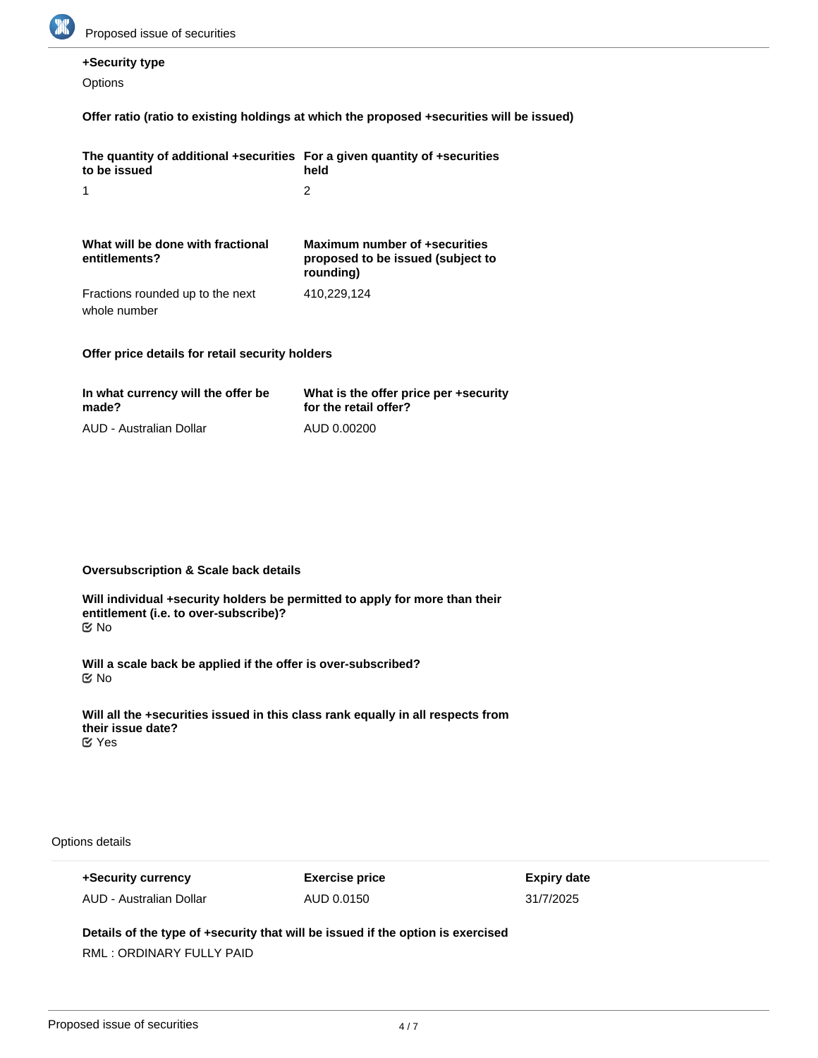**+Security type**

Options

**Offer ratio (ratio to existing holdings at which the proposed +securities will be issued)**

| The quantity of additional +securities to be issued | For a given quantity of +securities held |
| --- | --- |
| 1 | 2 |

| What will be done with fractional entitlements? | Maximum number of +securities proposed to be issued (subject to rounding) |
| --- | --- |
| Fractions rounded up to the next whole number | 410,229,124 |

**Offer price details for retail security holders**

| In what currency will the offer be made? | What is the offer price per +security for the retail offer? |
| --- | --- |
| AUD - Australian Dollar | AUD 0.00200 |

**Oversubscription & Scale back details**

**Will individual +security holders be permitted to apply for more than their entitlement (i.e. to over-subscribe)?**

No

**Will a scale back be applied if the offer is over-subscribed?**

No

**Will all the +securities issued in this class rank equally in all respects from their issue date?**

Yes

Options details

| +Security currency | Exercise price | Expiry date |
| --- | --- | --- |
| AUD - Australian Dollar | AUD 0.0150 | 31/7/2025 |

**Details of the type of +security that will be issued if the option is exercised**

RML : ORDINARY FULLY PAID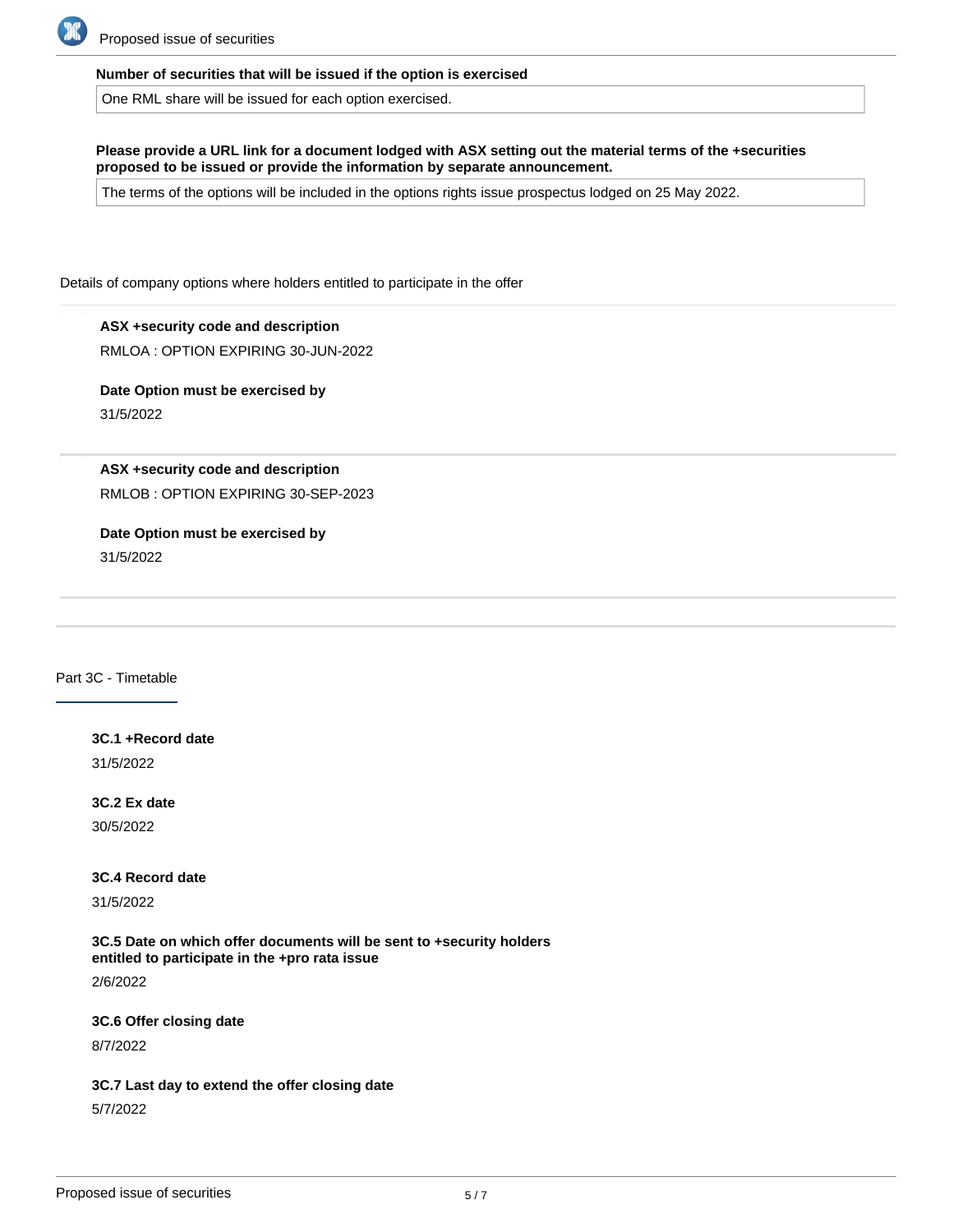**Number of securities that will be issued if the option is exercised**

One RML share will be issued for each option exercised.

**Please provide a URL link for a document lodged with ASX setting out the material terms of the +securities proposed to be issued or provide the information by separate announcement.**

The terms of the options will be included in the options rights issue prospectus lodged on 25 May 2022.

Details of company options where holders entitled to participate in the offer

**ASX +security code and description**

RMLOA : OPTION EXPIRING 30-JUN-2022

**Date Option must be exercised by**

31/5/2022

**ASX +security code and description**

RMLOB : OPTION EXPIRING 30-SEP-2023

**Date Option must be exercised by**

31/5/2022

## Part 3C - Timetable

**3C.1 +Record date**

31/5/2022

**3C.2 Ex date**

30/5/2022

**3C.4 Record date**

31/5/2022

**3C.5 Date on which offer documents will be sent to +security holders entitled to participate in the +pro rata issue**

2/6/2022

**3C.6 Offer closing date**

8/7/2022

**3C.7 Last day to extend the offer closing date**

5/7/2022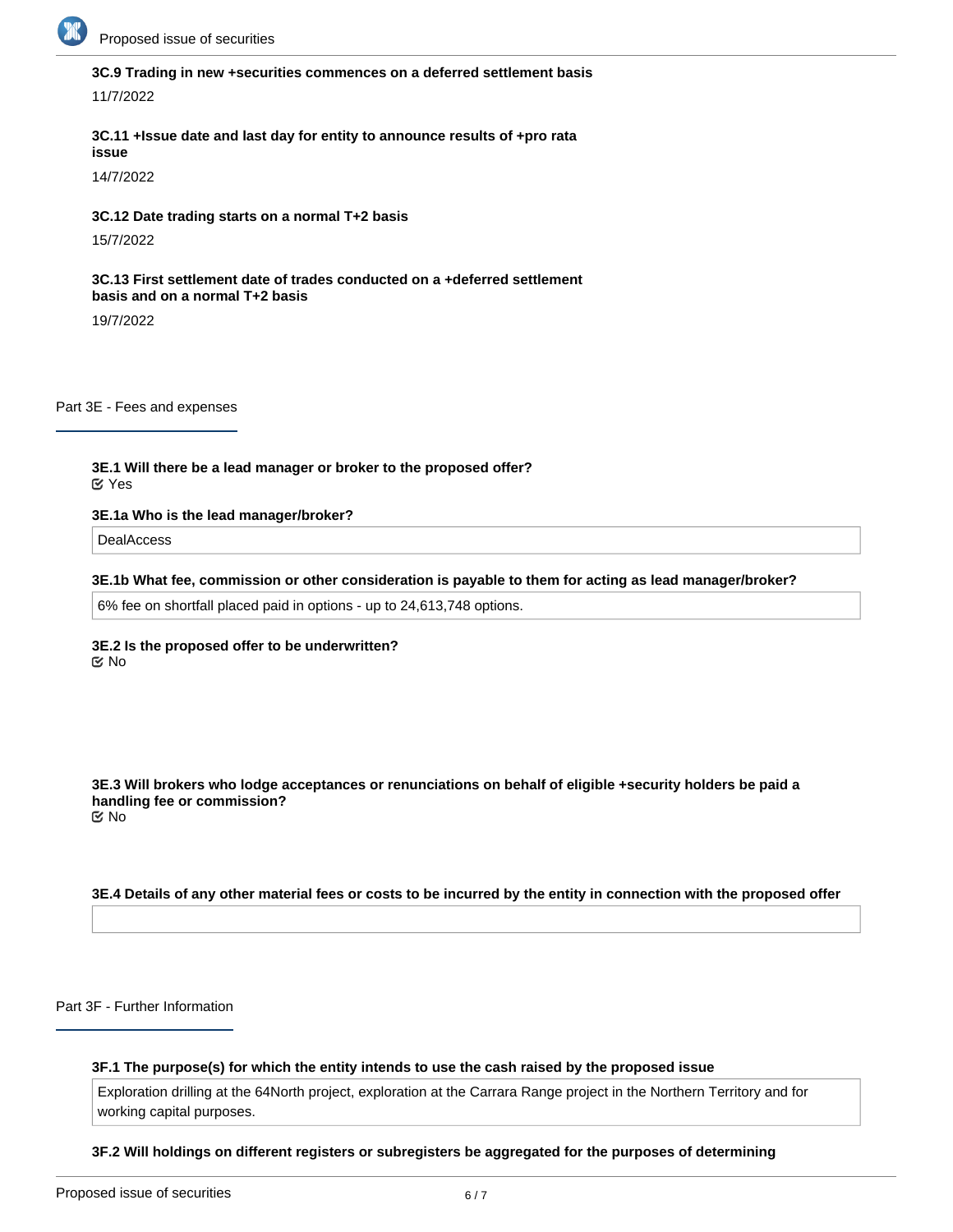**3C.9 Trading in new +securities commences on a deferred settlement basis**

11/7/2022

**3C.11 +Issue date and last day for entity to announce results of +pro rata issue**

14/7/2022

**3C.12 Date trading starts on a normal T+2 basis**

15/7/2022

**3C.13 First settlement date of trades conducted on a +deferred settlement basis and on a normal T+2 basis**

19/7/2022

## Part 3E - Fees and expenses

**3E.1 Will there be a lead manager or broker to the proposed offer?**

☑ Yes

**3E.1a Who is the lead manager/broker?**

DealAccess

**3E.1b What fee, commission or other consideration is payable to them for acting as lead manager/broker?**

6% fee on shortfall placed paid in options - up to 24,613,748 options.

**3E.2 Is the proposed offer to be underwritten?**

☑ No

**3E.3 Will brokers who lodge acceptances or renunciations on behalf of eligible +security holders be paid a handling fee or commission?**

☑ No

**3E.4 Details of any other material fees or costs to be incurred by the entity in connection with the proposed offer**

## Part 3F - Further Information

**3F.1 The purpose(s) for which the entity intends to use the cash raised by the proposed issue**

Exploration drilling at the 64North project, exploration at the Carrara Range project in the Northern Territory and for working capital purposes.

**3F.2 Will holdings on different registers or subregisters be aggregated for the purposes of determining**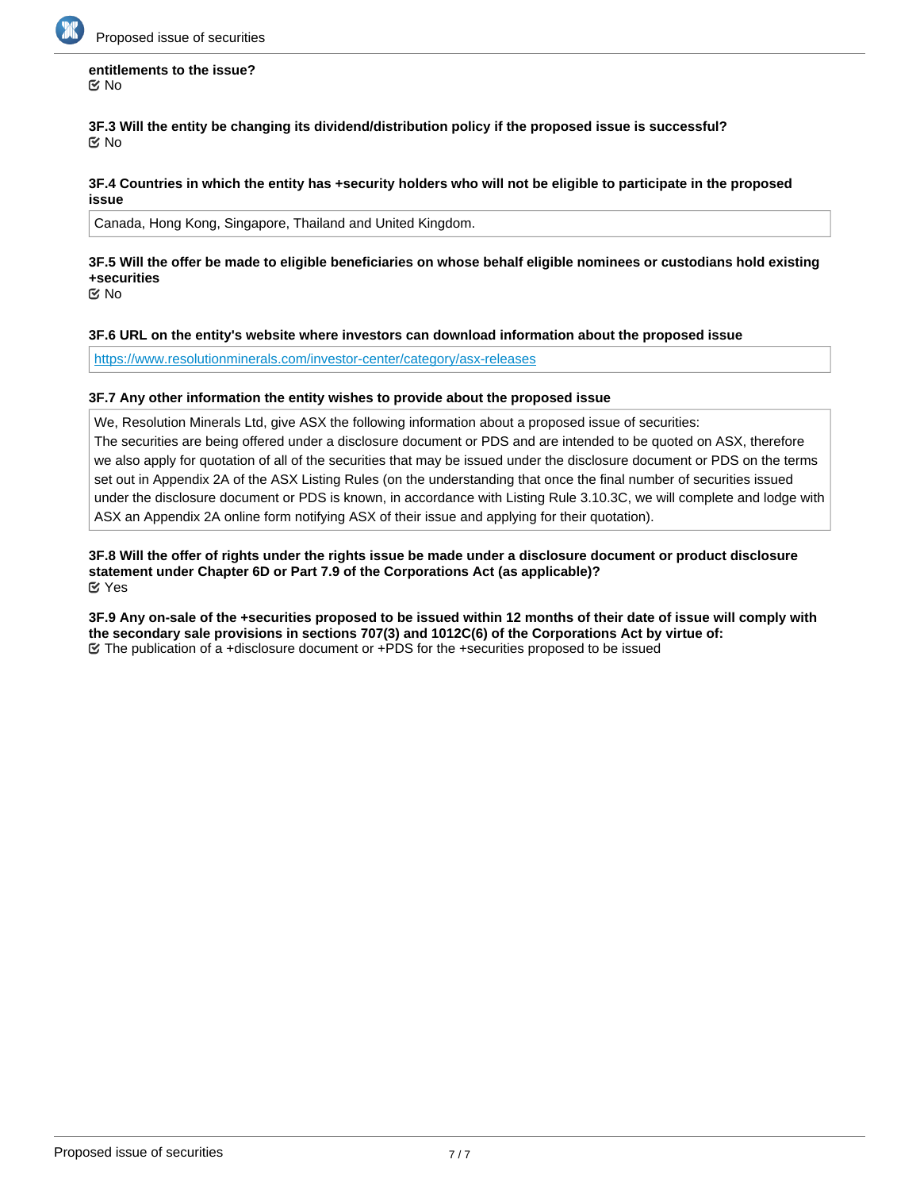**entitlements to the issue?**
☑ No

**3F.3 Will the entity be changing its dividend/distribution policy if the proposed issue is successful?**
☑ No

**3F.4 Countries in which the entity has +security holders who will not be eligible to participate in the proposed issue**

Canada, Hong Kong, Singapore, Thailand and United Kingdom.

**3F.5 Will the offer be made to eligible beneficiaries on whose behalf eligible nominees or custodians hold existing +securities**
☑ No

**3F.6 URL on the entity's website where investors can download information about the proposed issue**

https://www.resolutionminerals.com/investor-center/category/asx-releases

**3F.7 Any other information the entity wishes to provide about the proposed issue**

We, Resolution Minerals Ltd, give ASX the following information about a proposed issue of securities:
The securities are being offered under a disclosure document or PDS and are intended to be quoted on ASX, therefore we also apply for quotation of all of the securities that may be issued under the disclosure document or PDS on the terms set out in Appendix 2A of the ASX Listing Rules (on the understanding that once the final number of securities issued under the disclosure document or PDS is known, in accordance with Listing Rule 3.10.3C, we will complete and lodge with ASX an Appendix 2A online form notifying ASX of their issue and applying for their quotation).

**3F.8 Will the offer of rights under the rights issue be made under a disclosure document or product disclosure statement under Chapter 6D or Part 7.9 of the Corporations Act (as applicable)?**
☑ Yes

**3F.9 Any on-sale of the +securities proposed to be issued within 12 months of their date of issue will comply with the secondary sale provisions in sections 707(3) and 1012C(6) of the Corporations Act by virtue of:**
☑ The publication of a +disclosure document or +PDS for the +securities proposed to be issued